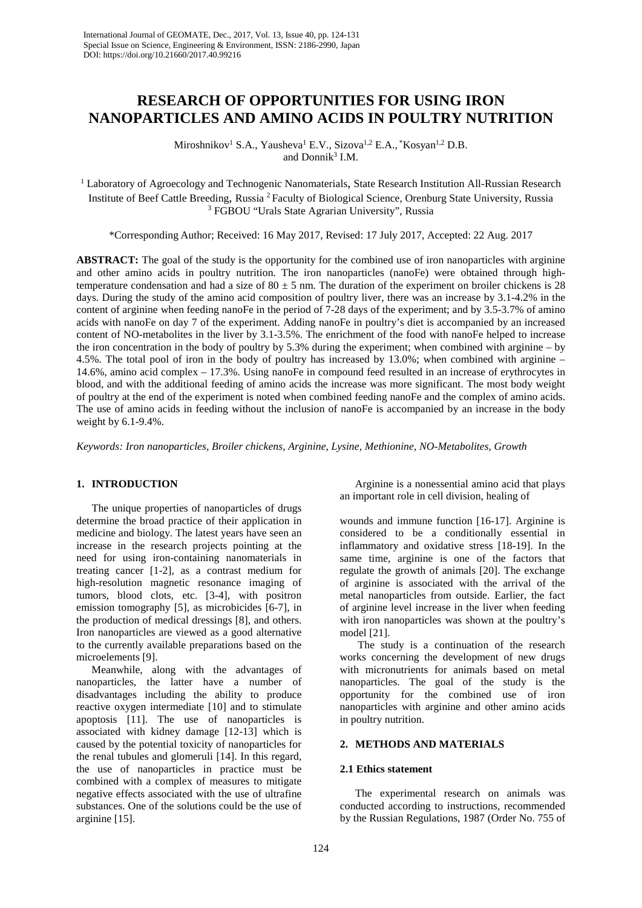# RESEARCH OF OPPORTUNITIES FOR USING IRON NANOPARTICLES AND AMINO ACIDS IN POULTRY NUTRITION

Miroshnikov[1] S.A., Yausheva[1] E.V., Sizova[1,2] E.A., *Kosyan[1,2] D.B. and Donnik[3] I.M.

[1] Laboratory of Agroecology and Technogenic Nanomaterials, State Research Institution All-Russian Research Institute of Beef Cattle Breeding, Russia [2] Faculty of Biological Science, Orenburg State University, Russia [3] FGBOU "Urals State Agrarian University", Russia

*Corresponding Author; Received: 16 May 2017, Revised: 17 July 2017, Accepted: 22 Aug. 2017

**ABSTRACT:** The goal of the study is the opportunity for the combined use of iron nanoparticles with arginine and other amino acids in poultry nutrition. The iron nanoparticles (nanoFe) were obtained through high-temperature condensation and had a size of $80 \pm 5$ nm. The duration of the experiment on broiler chickens is 28 days. During the study of the amino acid composition of poultry liver, there was an increase by 3.1-4.2% in the content of arginine when feeding nanoFe in the period of 7-28 days of the experiment; and by 3.5-3.7% of amino acids with nanoFe on day 7 of the experiment. Adding nanoFe in poultry's diet is accompanied by an increased content of NO-metabolites in the liver by 3.1-3.5%. The enrichment of the food with nanoFe helped to increase the iron concentration in the body of poultry by 5.3% during the experiment; when combined with arginine – by 4.5%. The total pool of iron in the body of poultry has increased by 13.0%; when combined with arginine – 14.6%, amino acid complex – 17.3%. Using nanoFe in compound feed resulted in an increase of erythrocytes in blood, and with the additional feeding of amino acids the increase was more significant. The most body weight of poultry at the end of the experiment is noted when combined feeding nanoFe and the complex of amino acids. The use of amino acids in feeding without the inclusion of nanoFe is accompanied by an increase in the body weight by 6.1-9.4%.

*Keywords: Iron nanoparticles, Broiler chickens, Arginine, Lysine, Methionine, NO-Metabolites, Growth*

## 1. INTRODUCTION

The unique properties of nanoparticles of drugs determine the broad practice of their application in medicine and biology. The latest years have seen an increase in the research projects pointing at the need for using iron-containing nanomaterials in treating cancer [1-2], as a contrast medium for high-resolution magnetic resonance imaging of tumors, blood clots, etc. [3-4], with positron emission tomography [5], as microbicides [6-7], in the production of medical dressings [8], and others. Iron nanoparticles are viewed as a good alternative to the currently available preparations based on the microelements [9].

Meanwhile, along with the advantages of nanoparticles, the latter have a number of disadvantages including the ability to produce reactive oxygen intermediate [10] and to stimulate apoptosis [11]. The use of nanoparticles is associated with kidney damage [12-13] which is caused by the potential toxicity of nanoparticles for the renal tubules and glomeruli [14]. In this regard, the use of nanoparticles in practice must be combined with a complex of measures to mitigate negative effects associated with the use of ultrafine substances. One of the solutions could be the use of arginine [15].

Arginine is a nonessential amino acid that plays an important role in cell division, healing of wounds and immune function [16-17]. Arginine is considered to be a conditionally essential in inflammatory and oxidative stress [18-19]. In the same time, arginine is one of the factors that regulate the growth of animals [20]. The exchange of arginine is associated with the arrival of the metal nanoparticles from outside. Earlier, the fact of arginine level increase in the liver when feeding with iron nanoparticles was shown at the poultry's model [21].

The study is a continuation of the research works concerning the development of new drugs with micronutrients for animals based on metal nanoparticles. The goal of the study is the opportunity for the combined use of iron nanoparticles with arginine and other amino acids in poultry nutrition.

## 2. METHODS AND MATERIALS

### 2.1 Ethics statement

The experimental research on animals was conducted according to instructions, recommended by the Russian Regulations, 1987 (Order No. 755 of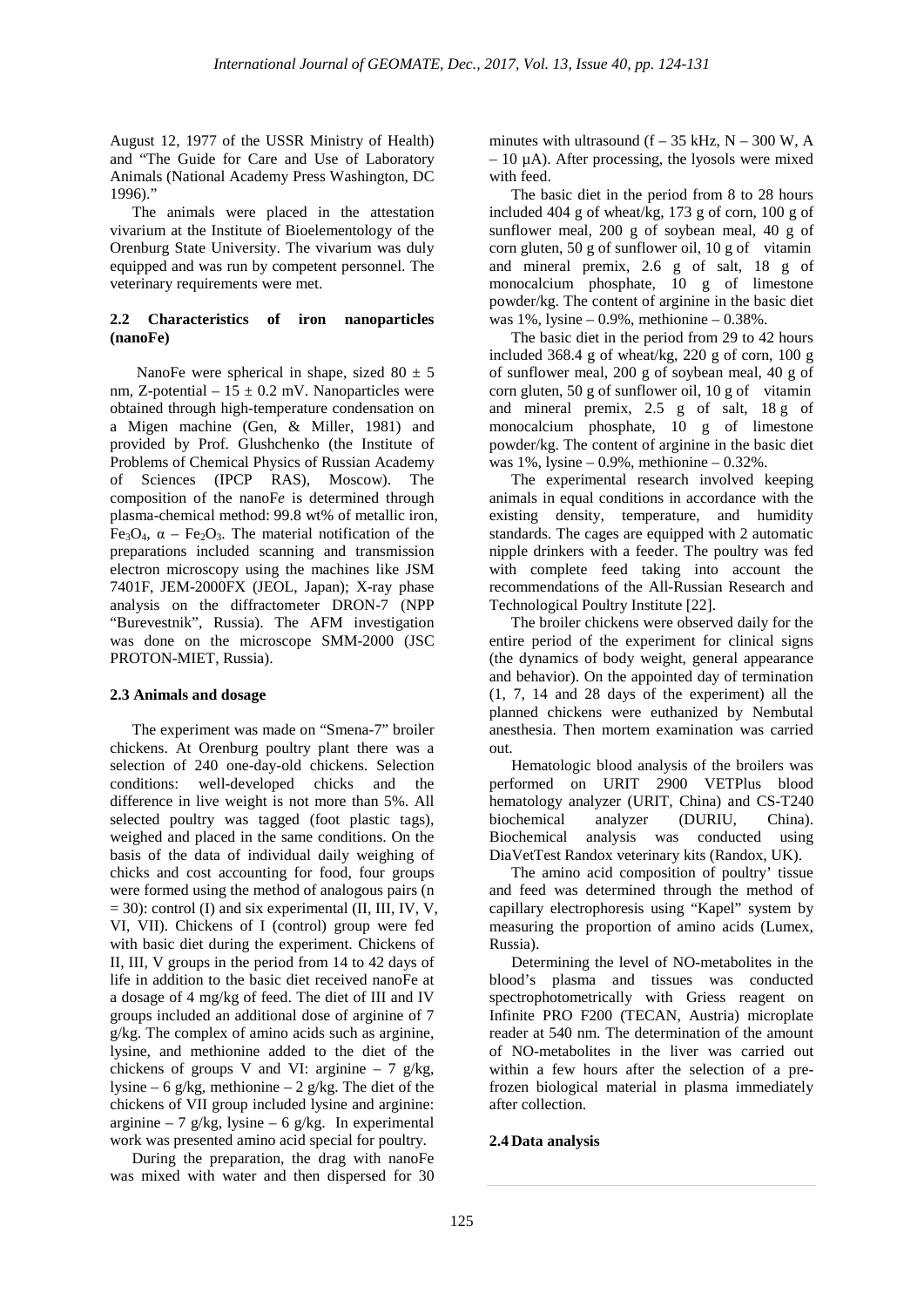August 12, 1977 of the USSR Ministry of Health) and "The Guide for Care and Use of Laboratory Animals (National Academy Press Washington, DC 1996)."

The animals were placed in the attestation vivarium at the Institute of Bioelementology of the Orenburg State University. The vivarium was duly equipped and was run by competent personnel. The veterinary requirements were met.

### 2.2 Characteristics of iron nanoparticles (nanoFe)

NanoFe were spherical in shape, sized $80 \pm 5$ nm, Z-potential – $15 \pm 0.2$ mV. Nanoparticles were obtained through high-temperature condensation on a Migen machine (Gen, & Miller, 1981) and provided by Prof. Glushchenko (the Institute of Problems of Chemical Physics of Russian Academy of Sciences (IPCP RAS), Moscow). The composition of the nanoF*e* is determined through plasma-chemical method: 99.8 wt% of metallic iron, $Fe_3O_4$, $\alpha - Fe_2O_3$. The material notification of the preparations included scanning and transmission electron microscopy using the machines like JSM 7401F, JEM-2000FX (JEOL, Japan); X-ray phase analysis on the diffractometer DRON-7 (NPP "Burevestnik", Russia). The AFM investigation was done on the microscope SMM-2000 (JSC PROTON-MIET, Russia).

### 2.3 Animals and dosage

The experiment was made on "Smena-7" broiler chickens. At Orenburg poultry plant there was a selection of 240 one-day-old chickens. Selection conditions: well-developed chicks and the difference in live weight is not more than 5%. All selected poultry was tagged (foot plastic tags), weighed and placed in the same conditions. On the basis of the data of individual daily weighing of chicks and cost accounting for food, four groups were formed using the method of analogous pairs (n = 30): control (I) and six experimental (II, III, IV, V, VI, VII). Chickens of I (control) group were fed with basic diet during the experiment. Chickens of II, III, V groups in the period from 14 to 42 days of life in addition to the basic diet received nanoFe at a dosage of 4 mg/kg of feed. The diet of III and IV groups included an additional dose of arginine of 7 g/kg. The complex of amino acids such as arginine, lysine, and methionine added to the diet of the chickens of groups V and VI: arginine – 7 g/kg, lysine – 6 g/kg, methionine – 2 g/kg. The diet of the chickens of VII group included lysine and arginine: arginine – 7 g/kg, lysine – 6 g/kg. In experimental work was presented amino acid special for poultry.

During the preparation, the drag with nanoFe was mixed with water and then dispersed for 30 minutes with ultrasound (f – 35 kHz, N – 300 W, A – 10 µA). After processing, the lyosols were mixed with feed.

The basic diet in the period from 8 to 28 hours included 404 g of wheat/kg, 173 g of corn, 100 g of sunflower meal, 200 g of soybean meal, 40 g of corn gluten, 50 g of sunflower oil, 10 g of vitamin and mineral premix, 2.6 g of salt, 18 g of monocalcium phosphate, 10 g of limestone powder/kg. The content of arginine in the basic diet was 1%, lysine – 0.9%, methionine – 0.38%.

The basic diet in the period from 29 to 42 hours included 368.4 g of wheat/kg, 220 g of corn, 100 g of sunflower meal, 200 g of soybean meal, 40 g of corn gluten, 50 g of sunflower oil, 10 g of vitamin and mineral premix, 2.5 g of salt, 18 g of monocalcium phosphate, 10 g of limestone powder/kg. The content of arginine in the basic diet was 1%, lysine – 0.9%, methionine – 0.32%.

The experimental research involved keeping animals in equal conditions in accordance with the existing density, temperature, and humidity standards. The cages are equipped with 2 automatic nipple drinkers with a feeder. The poultry was fed with complete feed taking into account the recommendations of the All-Russian Research and Technological Poultry Institute [22].

The broiler chickens were observed daily for the entire period of the experiment for clinical signs (the dynamics of body weight, general appearance and behavior). On the appointed day of termination (1, 7, 14 and 28 days of the experiment) all the planned chickens were euthanized by Nembutal anesthesia. Then mortem examination was carried out.

Hematologic blood analysis of the broilers was performed on URIT 2900 VETPlus blood hematology analyzer (URIT, China) and CS-T240 biochemical analyzer (DURIU, China). Biochemical analysis was conducted using DiaVetTest Randox veterinary kits (Randox, UK).

The amino acid composition of poultry' tissue and feed was determined through the method of capillary electrophoresis using "Kapel" system by measuring the proportion of amino acids (Lumex, Russia).

Determining the level of NO-metabolites in the blood's plasma and tissues was conducted spectrophotometrically with Griess reagent on Infinite PRO F200 (TECAN, Austria) microplate reader at 540 nm. The determination of the amount of NO-metabolites in the liver was carried out within a few hours after the selection of a pre-frozen biological material in plasma immediately after collection.

### 2.4 Data analysis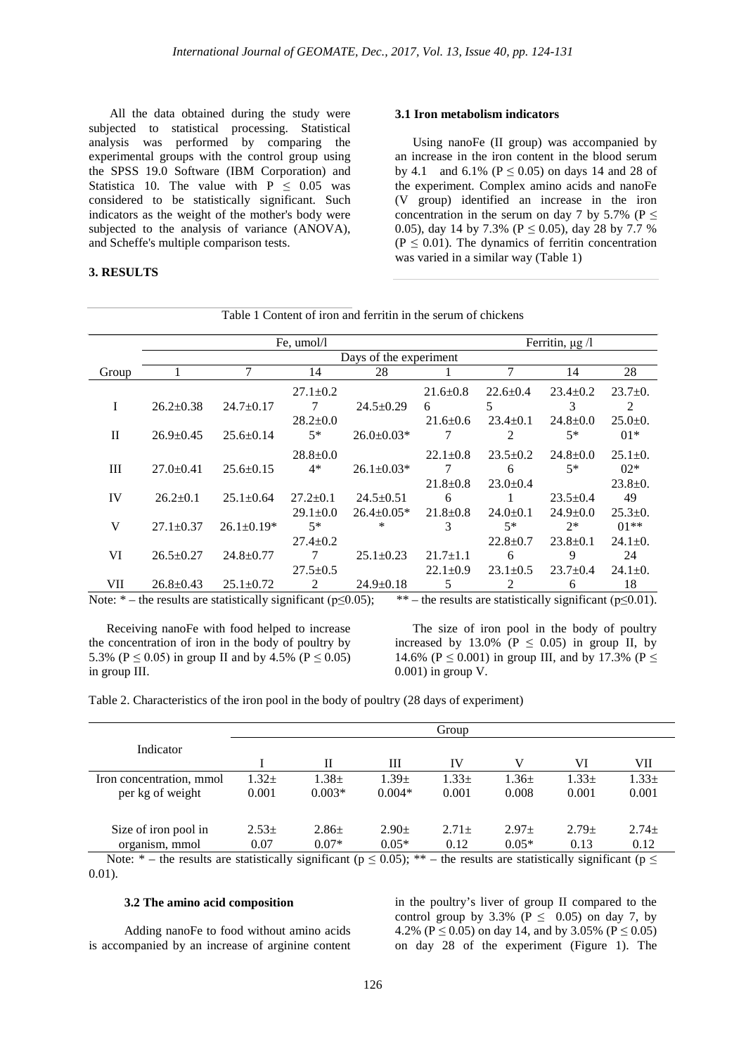All the data obtained during the study were subjected to statistical processing. Statistical analysis was performed by comparing the experimental groups with the control group using the SPSS 19.0 Software (IBM Corporation) and Statistica 10. The value with $P \leq 0.05$ was considered to be statistically significant. Such indicators as the weight of the mother's body were subjected to the analysis of variance (ANOVA), and Scheffe's multiple comparison tests.

## 3. RESULTS

### 3.1 Iron metabolism indicators

Using nanoFe (II group) was accompanied by an increase in the iron content in the blood serum by 4.1 and 6.1% ($P \leq 0.05$) on days 14 and 28 of the experiment. Complex amino acids and nanoFe (V group) identified an increase in the iron concentration in the serum on day 7 by 5.7% ($P \leq 0.05$), day 14 by 7.3% ($P \leq 0.05$), day 28 by 7.7 % ($P \leq 0.01$). The dynamics of ferritin concentration was varied in a similar way (Table 1)

Table 1 Content of iron and ferritin in the serum of chickens

| | Fe, umol/l | | | | Ferritin, µg /l | | | |
|---|---|---|---|---|---|---|---|---|
| | Days of the experiment | | | | | | | |
| Group | 1 | 7 | 14 | 28 | 1 | 7 | 14 | 28 |
| I | 26.2±0.38 | 24.7±0.17 | 27.1±0.27 | 24.5±0.29 | 21.6±0.86 | 22.6±0.45 | 23.4±0.23 | 23.7±0.2 |
| II | 26.9±0.45 | 25.6±0.14 | 28.2±0.05* | 26.0±0.03* | 21.6±0.67 | 23.4±0.12 | 24.8±0.05* | 25.0±0.01* |
| III | 27.0±0.41 | 25.6±0.15 | 28.8±0.04* | 26.1±0.03* | 22.1±0.87 | 23.5±0.26 | 24.8±0.05* | 25.1±0.02* |
| IV | 26.2±0.1 | 25.1±0.64 | 27.2±0.1 | 24.5±0.51 | 21.8±0.86 | 23.0±0.41 | 23.5±0.4 | 23.8±0.49 |
| V | 27.1±0.37 | 26.1±0.19* | 29.1±0.05* | 26.4±0.05** | 21.8±0.83 | 24.0±0.15* | 24.9±0.02* | 25.3±0.01** |
| VI | 26.5±0.27 | 24.8±0.77 | 27.4±0.27 | 25.1±0.23 | 21.7±1.16 | 22.8±0.76 | 23.8±0.19 | 24.1±0.24 |
| VII | 26.8±0.43 | 25.1±0.72 | 27.5±0.52 | 24.9±0.18 | 22.1±0.95 | 23.1±0.52 | 23.7±0.46 | 24.1±0.18 |

Note: * – the results are statistically significant ($p \leq 0.05$); ** – the results are statistically significant ($p \leq 0.01$).

Receiving nanoFe with food helped to increase the concentration of iron in the body of poultry by 5.3% ($P \leq 0.05$) in group II and by 4.5% ($P \leq 0.05$) in group III.

The size of iron pool in the body of poultry increased by 13.0% ($P \leq 0.05$) in group II, by 14.6% ($P \leq 0.001$) in group III, and by 17.3% ($P \leq 0.001$) in group V.

Table 2. Characteristics of the iron pool in the body of poultry (28 days of experiment)

| Indicator | Group | | | | | | |
|---|---|---|---|---|---|---|---|
| | I | II | III | IV | V | VI | VII |
| Iron concentration, mmol per kg of weight | 1.32± 0.001 | 1.38± 0.003* | 1.39± 0.004* | 1.33± 0.001 | 1.36± 0.008 | 1.33± 0.001 | 1.33± 0.001 |
| Size of iron pool in organism, mmol | 2.53± 0.07 | 2.86± 0.07* | 2.90± 0.05* | 2.71± 0.12 | 2.97± 0.05* | 2.79± 0.13 | 2.74± 0.12 |

Note: * – the results are statistically significant ($p \leq 0.05$); ** – the results are statistically significant ($p \leq 0.01$).

### 3.2 The amino acid composition

Adding nanoFe to food without amino acids is accompanied by an increase of arginine content in the poultry's liver of group II compared to the control group by 3.3% ($P \leq 0.05$) on day 7, by 4.2% ($P \leq 0.05$) on day 14, and by 3.05% ($P \leq 0.05$) on day 28 of the experiment (Figure 1). The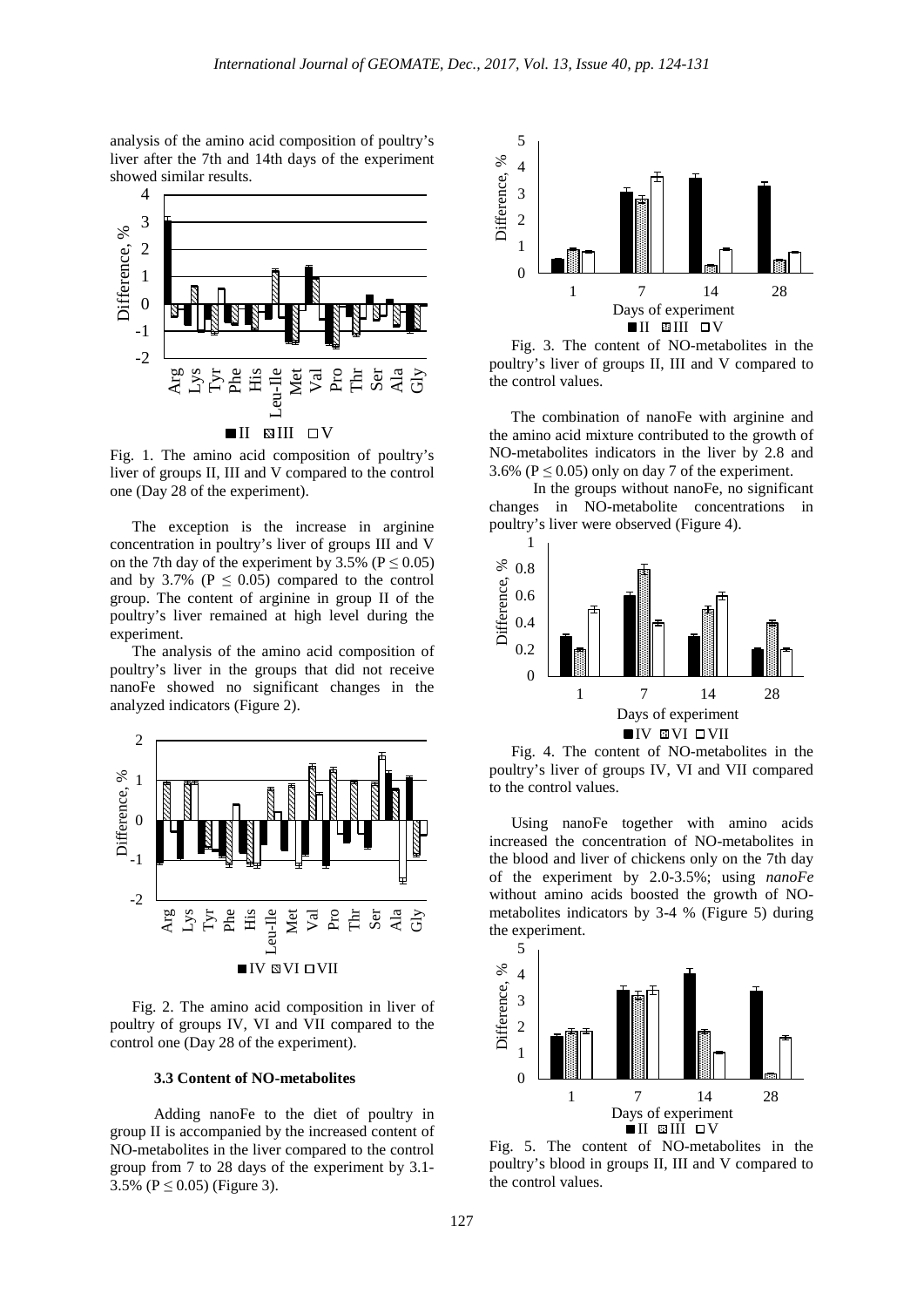analysis of the amino acid composition of poultry's liver after the 7th and 14th days of the experiment showed similar results.

Fig. 1. The amino acid composition of poultry's liver of groups II, III and V compared to the control one (Day 28 of the experiment).

The exception is the increase in arginine concentration in poultry's liver of groups III and V on the 7th day of the experiment by 3.5% ($P \leq 0.05$) and by 3.7% ($P \leq 0.05$) compared to the control group. The content of arginine in group II of the poultry's liver remained at high level during the experiment.

The analysis of the amino acid composition of poultry's liver in the groups that did not receive nanoFe showed no significant changes in the analyzed indicators (Figure 2).

Fig. 2. The amino acid composition in liver of poultry of groups IV, VI and VII compared to the control one (Day 28 of the experiment).

### 3.3 Content of NO-metabolites

Adding nanoFe to the diet of poultry in group II is accompanied by the increased content of NO-metabolites in the liver compared to the control group from 7 to 28 days of the experiment by 3.1-3.5% ($P \leq 0.05$) (Figure 3).

Fig. 3. The content of NO-metabolites in the poultry's liver of groups II, III and V compared to the control values.

The combination of nanoFe with arginine and the amino acid mixture contributed to the growth of NO-metabolites indicators in the liver by 2.8 and 3.6% ($P \leq 0.05$) only on day 7 of the experiment.

In the groups without nanoFe, no significant changes in NO-metabolite concentrations in poultry's liver were observed (Figure 4).

Fig. 4. The content of NO-metabolites in the poultry's liver of groups IV, VI and VII compared to the control values.

Using nanoFe together with amino acids increased the concentration of NO-metabolites in the blood and liver of chickens only on the 7th day of the experiment by 2.0-3.5%; using *nanoFe* without amino acids boosted the growth of NO-metabolites indicators by 3-4 % (Figure 5) during the experiment.

Fig. 5. The content of NO-metabolites in the poultry's blood in groups II, III and V compared to the control values.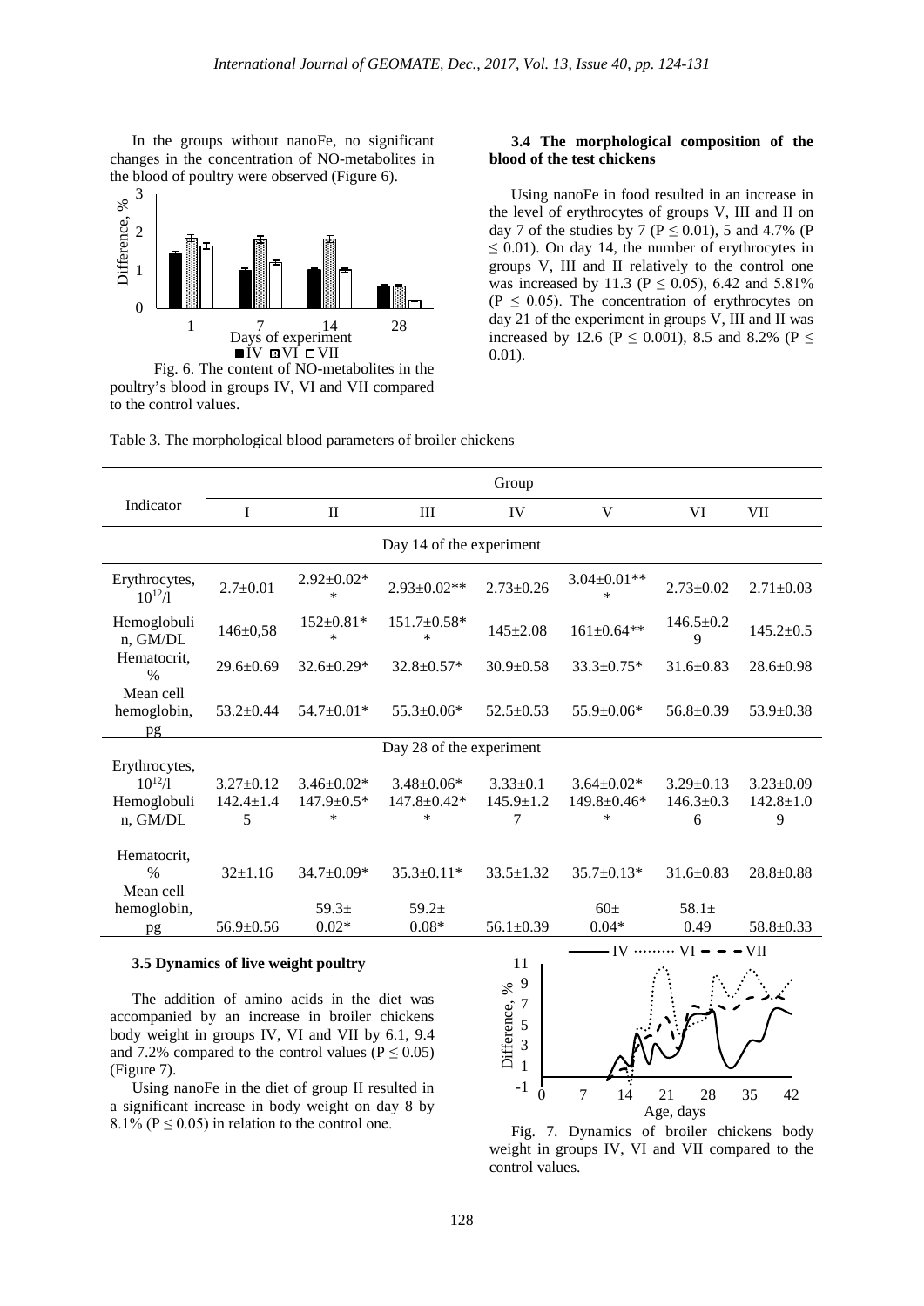In the groups without nanoFe, no significant changes in the concentration of NO-metabolites in the blood of poultry were observed (Figure 6).

Fig. 6. The content of NO-metabolites in the poultry's blood in groups IV, VI and VII compared to the control values.

### 3.4 The morphological composition of the blood of the test chickens

Using nanoFe in food resulted in an increase in the level of erythrocytes of groups V, III and II on day 7 of the studies by 7 ($P \leq 0.01$), 5 and 4.7% ($P \leq 0.01$). On day 14, the number of erythrocytes in groups V, III and II relatively to the control one was increased by 11.3 ($P \leq 0.05$), 6.42 and 5.81% ($P \leq 0.05$). The concentration of erythrocytes on day 21 of the experiment in groups V, III and II was increased by 12.6 ($P \leq 0.001$), 8.5 and 8.2% ($P \leq 0.01$).

Table 3. The morphological blood parameters of broiler chickens

| Indicator | Group | | | | | | |
|---|---|---|---|---|---|---|---|
| | I | II | III | IV | V | VI | VII |
| **Day 14 of the experiment** | | | | | | | |
| Erythrocytes, $10^{12}$/l | 2.7±0.01 | 2.92±0.02** | 2.93±0.02** | 2.73±0.26 | 3.04±0.01*** | 2.73±0.02 | 2.71±0.03 |
| Hemoglobulin, GM/DL | 146±0,58 | 152±0.81** | 151.7±0.58** | 145±2.08 | 161±0.64** | 146.5±0.29 | 145.2±0.5 |
| Hematocrit, % | 29.6±0.69 | 32.6±0.29* | 32.8±0.57* | 30.9±0.58 | 33.3±0.75* | 31.6±0.83 | 28.6±0.98 |
| Mean cell hemoglobin, pg | 53.2±0.44 | 54.7±0.01* | 55.3±0.06* | 52.5±0.53 | 55.9±0.06* | 56.8±0.39 | 53.9±0.38 |
| **Day 28 of the experiment** | | | | | | | |
| Erythrocytes, $10^{12}$/l | 3.27±0.12 | 3.46±0.02* | 3.48±0.06* | 3.33±0.1 | 3.64±0.02* | 3.29±0.13 | 3.23±0.09 |
| Hemoglobulin, GM/DL | 142.4±1.45 | 147.9±0.5** | 147.8±0.42** | 145.9±1.27 | 149.8±0.46** | 146.3±0.36 | 142.8±1.09 |
| Hematocrit, % | 32±1.16 | 34.7±0.09* | 35.3±0.11* | 33.5±1.32 | 35.7±0.13* | 31.6±0.83 | 28.8±0.88 |
| Mean cell hemoglobin, pg | 56.9±0.56 | 59.3±0.02* | 59.2±0.08* | 56.1±0.39 | 60±0.04* | 58.1±0.49 | 58.8±0.33 |

### 3.5 Dynamics of live weight poultry

The addition of amino acids in the diet was accompanied by an increase in broiler chickens body weight in groups IV, VI and VII by 6.1, 9.4 and 7.2% compared to the control values ($P \leq 0.05$) (Figure 7).

Using nanoFe in the diet of group II resulted in a significant increase in body weight on day 8 by 8.1% ($P \leq 0.05$) in relation to the control one.

Fig. 7. Dynamics of broiler chickens body weight in groups IV, VI and VII compared to the control values.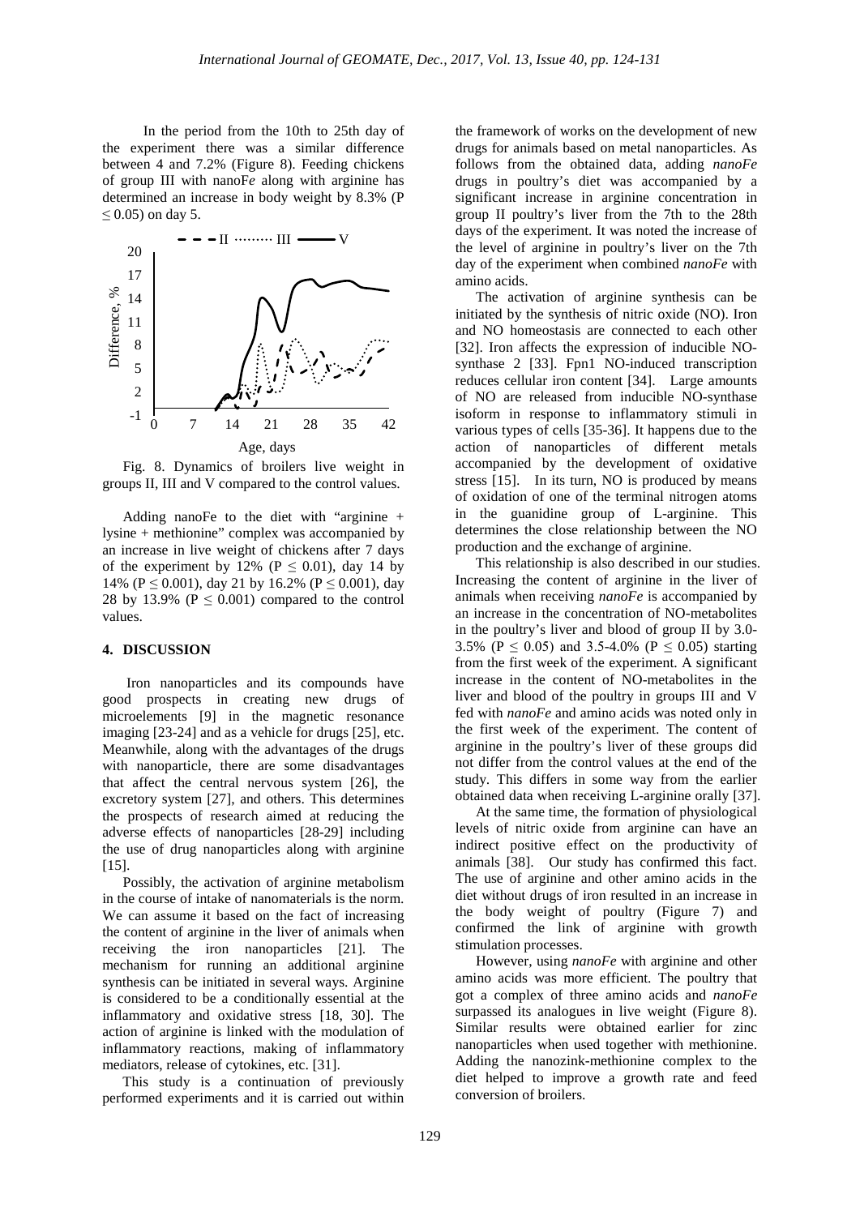In the period from the 10th to 25th day of the experiment there was a similar difference between 4 and 7.2% (Figure 8). Feeding chickens of group III with nanoF*e* along with arginine has determined an increase in body weight by 8.3% ($P \leq 0.05$) on day 5.

Fig. 8. Dynamics of broilers live weight in groups II, III and V compared to the control values.

Adding nanoFe to the diet with "arginine + lysine + methionine" complex was accompanied by an increase in live weight of chickens after 7 days of the experiment by 12% ($P \leq 0.01$), day 14 by 14% ($P \leq 0.001$), day 21 by 16.2% ($P \leq 0.001$), day 28 by 13.9% ($P \leq 0.001$) compared to the control values.

## 4. DISCUSSION

Iron nanoparticles and its compounds have good prospects in creating new drugs of microelements [9] in the magnetic resonance imaging [23-24] and as a vehicle for drugs [25], etc. Meanwhile, along with the advantages of the drugs with nanoparticle, there are some disadvantages that affect the central nervous system [26], the excretory system [27], and others. This determines the prospects of research aimed at reducing the adverse effects of nanoparticles [28-29] including the use of drug nanoparticles along with arginine [15].

Possibly, the activation of arginine metabolism in the course of intake of nanomaterials is the norm. We can assume it based on the fact of increasing the content of arginine in the liver of animals when receiving the iron nanoparticles [21]. The mechanism for running an additional arginine synthesis can be initiated in several ways. Arginine is considered to be a conditionally essential at the inflammatory and oxidative stress [18, 30]. The action of arginine is linked with the modulation of inflammatory reactions, making of inflammatory mediators, release of cytokines, etc. [31].

This study is a continuation of previously performed experiments and it is carried out within the framework of works on the development of new drugs for animals based on metal nanoparticles. As follows from the obtained data, adding *nanoFe* drugs in poultry's diet was accompanied by a significant increase in arginine concentration in group II poultry's liver from the 7th to the 28th days of the experiment. It was noted the increase of the level of arginine in poultry's liver on the 7th day of the experiment when combined *nanoFe* with amino acids.

The activation of arginine synthesis can be initiated by the synthesis of nitric oxide (NO). Iron and NO homeostasis are connected to each other [32]. Iron affects the expression of inducible NO-synthase 2 [33]. Fpn1 NO-induced transcription reduces cellular iron content [34]. Large amounts of NO are released from inducible NO-synthase isoform in response to inflammatory stimuli in various types of cells [35-36]. It happens due to the action of nanoparticles of different metals accompanied by the development of oxidative stress [15]. In its turn, NO is produced by means of oxidation of one of the terminal nitrogen atoms in the guanidine group of L-arginine. This determines the close relationship between the NO production and the exchange of arginine.

This relationship is also described in our studies. Increasing the content of arginine in the liver of animals when receiving *nanoFe* is accompanied by an increase in the concentration of NO-metabolites in the poultry's liver and blood of group II by 3.0-3.5% ($P \leq 0.05$) and 3.5-4.0% ($P \leq 0.05$) starting from the first week of the experiment. A significant increase in the content of NO-metabolites in the liver and blood of the poultry in groups III and V fed with *nanoFe* and amino acids was noted only in the first week of the experiment. The content of arginine in the poultry's liver of these groups did not differ from the control values at the end of the study. This differs in some way from the earlier obtained data when receiving L-arginine orally [37].

At the same time, the formation of physiological levels of nitric oxide from arginine can have an indirect positive effect on the productivity of animals [38]. Our study has confirmed this fact. The use of arginine and other amino acids in the diet without drugs of iron resulted in an increase in the body weight of poultry (Figure 7) and confirmed the link of arginine with growth stimulation processes.

However, using *nanoFe* with arginine and other amino acids was more efficient. The poultry that got a complex of three amino acids and *nanoFe* surpassed its analogues in live weight (Figure 8). Similar results were obtained earlier for zinc nanoparticles when used together with methionine. Adding the nanozink-methionine complex to the diet helped to improve a growth rate and feed conversion of broilers.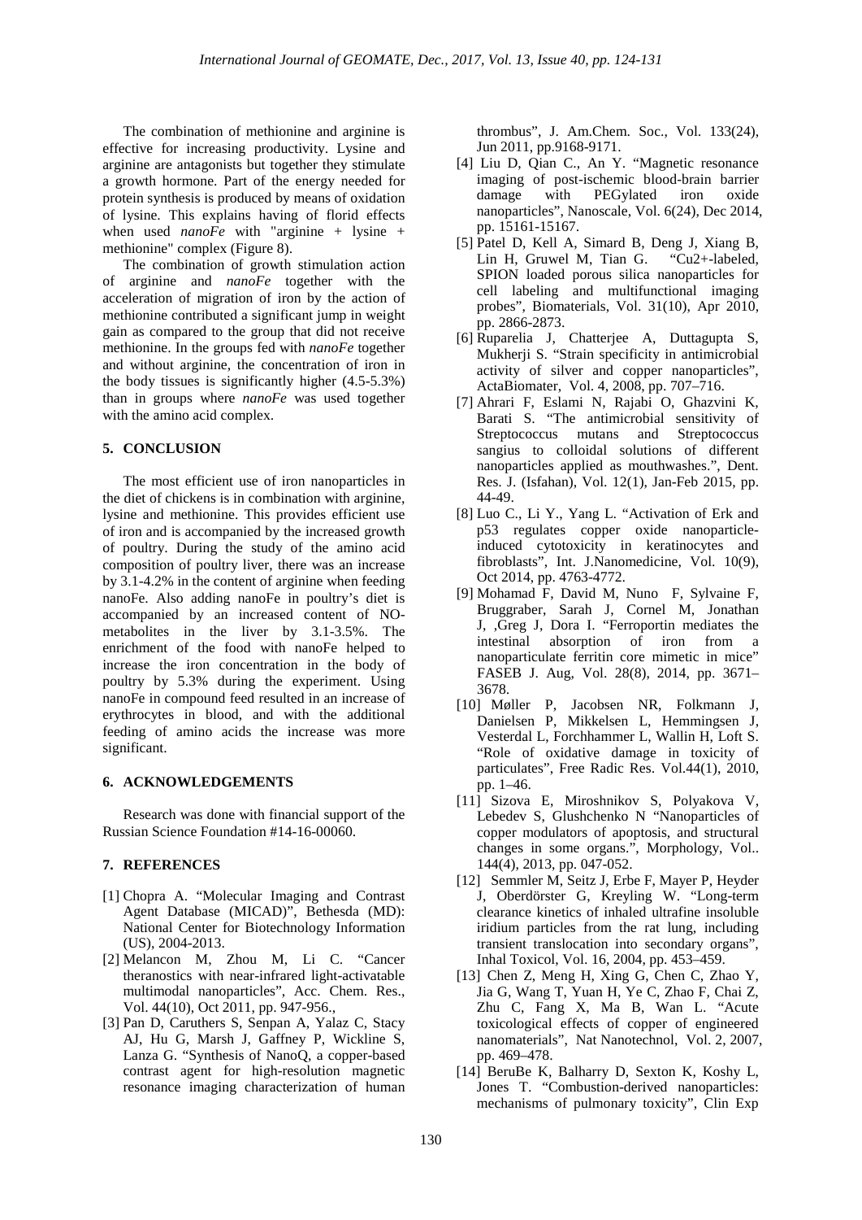The combination of methionine and arginine is effective for increasing productivity. Lysine and arginine are antagonists but together they stimulate a growth hormone. Part of the energy needed for protein synthesis is produced by means of oxidation of lysine. This explains having of florid effects when used *nanoFe* with "arginine + lysine + methionine" complex (Figure 8).

The combination of growth stimulation action of arginine and *nanoFe* together with the acceleration of migration of iron by the action of methionine contributed a significant jump in weight gain as compared to the group that did not receive methionine. In the groups fed with *nanoFe* together and without arginine, the concentration of iron in the body tissues is significantly higher (4.5-5.3%) than in groups where *nanoFe* was used together with the amino acid complex.

## 5. CONCLUSION

The most efficient use of iron nanoparticles in the diet of chickens is in combination with arginine, lysine and methionine. This provides efficient use of iron and is accompanied by the increased growth of poultry. During the study of the amino acid composition of poultry liver, there was an increase by 3.1-4.2% in the content of arginine when feeding nanoFe. Also adding nanoFe in poultry's diet is accompanied by an increased content of NO-metabolites in the liver by 3.1-3.5%. The enrichment of the food with nanoFe helped to increase the iron concentration in the body of poultry by 5.3% during the experiment. Using nanoFe in compound feed resulted in an increase of erythrocytes in blood, and with the additional feeding of amino acids the increase was more significant.

## 6. ACKNOWLEDGEMENTS

Research was done with financial support of the Russian Science Foundation #14-16-00060.

## 7. REFERENCES

[1] Chopra A. "Molecular Imaging and Contrast Agent Database (MICAD)", Bethesda (MD): National Center for Biotechnology Information (US), 2004-2013.

[2] Melancon M, Zhou M, Li C. "Cancer theranostics with near-infrared light-activatable multimodal nanoparticles", Acc. Chem. Res., Vol. 44(10), Oct 2011, pp. 947-956.,

[3] Pan D, Caruthers S, Senpan A, Yalaz C, Stacy AJ, Hu G, Marsh J, Gaffney P, Wickline S, Lanza G. "Synthesis of NanoQ, a copper-based contrast agent for high-resolution magnetic resonance imaging characterization of human thrombus", J. Am.Chem. Soc., Vol. 133(24), Jun 2011, pp.9168-9171.

[4] Liu D, Qian C., An Y. "Magnetic resonance imaging of post-ischemic blood-brain barrier damage with PEGylated iron oxide nanoparticles", Nanoscale, Vol. 6(24), Dec 2014, pp. 15161-15167.

[5] Patel D, Kell A, Simard B, Deng J, Xiang B, Lin H, Gruwel M, Tian G. "Cu2+-labeled, SPION loaded porous silica nanoparticles for cell labeling and multifunctional imaging probes", Biomaterials, Vol. 31(10), Apr 2010, pp. 2866-2873.

[6] Ruparelia J, Chatterjee A, Duttagupta S, Mukherji S. "Strain specificity in antimicrobial activity of silver and copper nanoparticles", ActaBiomater, Vol. 4, 2008, pp. 707–716.

[7] Ahrari F, Eslami N, Rajabi O, Ghazvini K, Barati S. "The antimicrobial sensitivity of Streptococcus mutans and Streptococcus sangius to colloidal solutions of different nanoparticles applied as mouthwashes.", Dent. Res. J. (Isfahan), Vol. 12(1), Jan-Feb 2015, pp. 44-49.

[8] Luo C., Li Y., Yang L. "Activation of Erk and p53 regulates copper oxide nanoparticle-induced cytotoxicity in keratinocytes and fibroblasts", Int. J.Nanomedicine, Vol. 10(9), Oct 2014, pp. 4763-4772.

[9] Mohamad F, David M, Nuno F, Sylvaine F, Bruggraber, Sarah J, Cornel M, Jonathan J, ,Greg J, Dora I. "Ferroportin mediates the intestinal absorption of iron from a nanoparticulate ferritin core mimetic in mice" FASEB J. Aug, Vol. 28(8), 2014, pp. 3671–3678.

[10] Møller P, Jacobsen NR, Folkmann J, Danielsen P, Mikkelsen L, Hemmingsen J, Vesterdal L, Forchhammer L, Wallin H, Loft S. "Role of oxidative damage in toxicity of particulates", Free Radic Res. Vol.44(1), 2010, pp. 1–46.

[11] Sizova E, Miroshnikov S, Polyakova V, Lebedev S, Glushchenko N "Nanoparticles of copper modulators of apoptosis, and structural changes in some organs.", Morphology, Vol.. 144(4), 2013, pp. 047-052.

[12] Semmler M, Seitz J, Erbe F, Mayer P, Heyder J, Oberdörster G, Kreyling W. "Long-term clearance kinetics of inhaled ultrafine insoluble iridium particles from the rat lung, including transient translocation into secondary organs", Inhal Toxicol, Vol. 16, 2004, pp. 453–459.

[13] Chen Z, Meng H, Xing G, Chen C, Zhao Y, Jia G, Wang T, Yuan H, Ye C, Zhao F, Chai Z, Zhu C, Fang X, Ma B, Wan L. "Acute toxicological effects of copper of engineered nanomaterials", Nat Nanotechnol, Vol. 2, 2007, pp. 469–478.

[14] BeruBe K, Balharry D, Sexton K, Koshy L, Jones T. "Combustion-derived nanoparticles: mechanisms of pulmonary toxicity", Clin Exp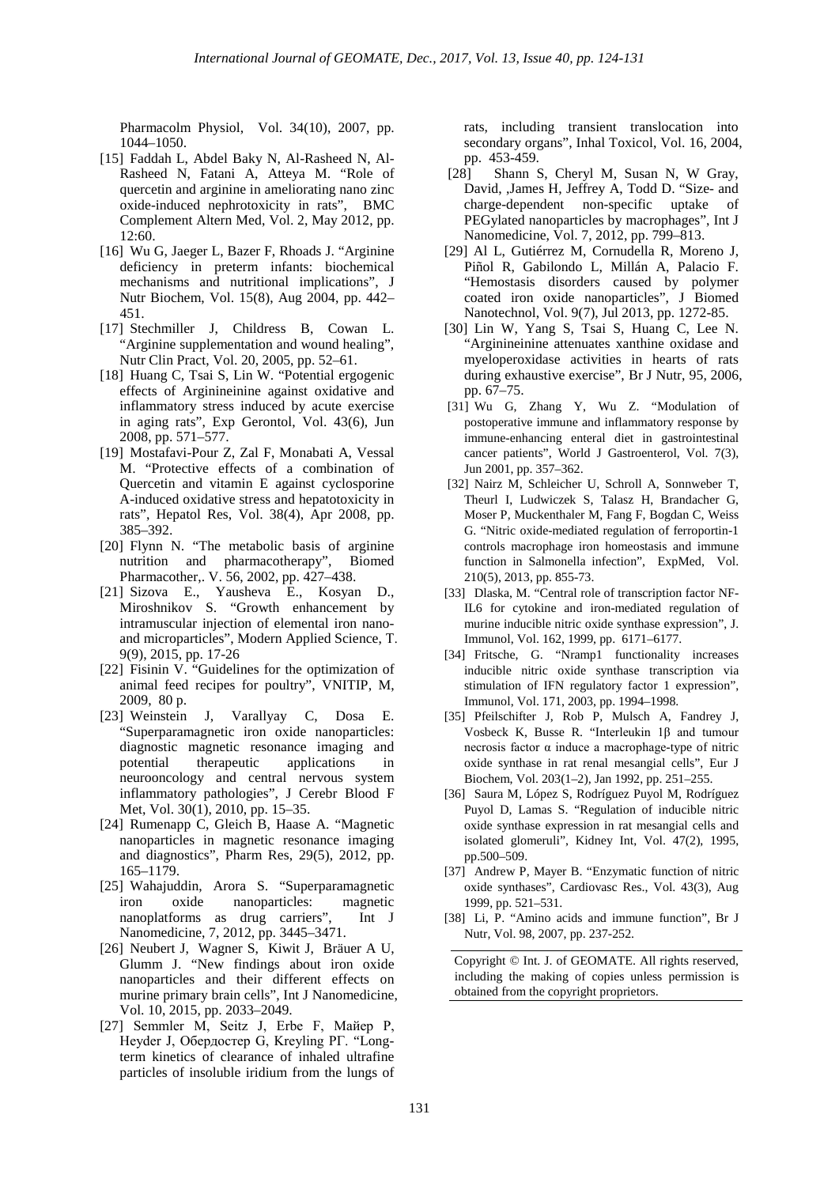Pharmacolm Physiol, Vol. 34(10), 2007, pp. 1044–1050.

[15] Faddah L, Abdel Baky N, Al-Rasheed N, Al-Rasheed N, Fatani A, Atteya M. "Role of quercetin and arginine in ameliorating nano zinc oxide-induced nephrotoxicity in rats", BMC Complement Altern Med, Vol. 2, May 2012, pp. 12:60.

[16] Wu G, Jaeger L, Bazer F, Rhoads J. "Arginine deficiency in preterm infants: biochemical mechanisms and nutritional implications", J Nutr Biochem, Vol. 15(8), Aug 2004, pp. 442–451.

[17] Stechmiller J, Childress B, Cowan L. "Arginine supplementation and wound healing", Nutr Clin Pract, Vol. 20, 2005, pp. 52–61.

[18] Huang C, Tsai S, Lin W. "Potential ergogenic effects of Argininеinine against oxidative and inflammatory stress induced by acute exercise in aging rats", Exp Gerontol, Vol. 43(6), Jun 2008, pp. 571–577.

[19] Mostafavi-Pour Z, Zal F, Monabati A, Vessal M. "Protective effects of a combination of Quercetin and vitamin E against cyclosporine A-induced oxidative stress and hepatotoxicity in rats", Hepatol Res, Vol. 38(4), Apr 2008, pp. 385–392.

[20] Flynn N. "The metabolic basis of arginine nutrition and pharmacotherapy", Biomed Pharmacother,. V. 56, 2002, pp. 427–438.

[21] Sizova E., Yausheva E., Kosyan D., Miroshnikov S. "Growth enhancement by intramuscular injection of elemental iron nano-and microparticles", Modern Applied Science, T. 9(9), 2015, pp. 17-26

[22] Fisinin V. "Guidelines for the optimization of animal feed recipes for poultry", VNITIP, M, 2009, 80 p.

[23] Weinstein J, Varallyay C, Dosa E. "Superparamagnetic iron oxide nanoparticles: diagnostic magnetic resonance imaging and potential therapeutic applications in neurooncology and central nervous system inflammatory pathologies", J Cerebr Blood F Met, Vol. 30(1), 2010, pp. 15–35.

[24] Rumenapp C, Gleich B, Haase A. "Magnetic nanoparticles in magnetic resonance imaging and diagnostics", Pharm Res, 29(5), 2012, pp. 165–1179.

[25] Wahajuddin, Arora S. "Superparamagnetic iron oxide nanoparticles: magnetic nanoplatforms as drug carriers", Int J Nanomedicine, 7, 2012, pp. 3445–3471.

[26] Neubert J, Wagner S, Kiwit J, Bräuer A U, Glumm J. "New findings about iron oxide nanoparticles and their different effects on murine primary brain cells", Int J Nanomedicine, Vol. 10, 2015, pp. 2033–2049.

[27] Semmler M, Seitz J, Erbe F, Майер P, Heyder J, Обердостер G, Kreyling РГ. "Long-term kinetics of clearance of inhaled ultrafine particles of insoluble iridium from the lungs of rats, including transient translocation into secondary organs", Inhal Toxicol, Vol. 16, 2004, pp. 453-459.

[28] Shann S, Cheryl M, Susan N, W Gray, David, ,James H, Jeffrey A, Todd D. "Size- and charge-dependent non-specific uptake of PEGylated nanoparticles by macrophages", Int J Nanomedicine, Vol. 7, 2012, pp. 799–813.

[29] Al L, Gutiérrez M, Cornudella R, Moreno J, Piñol R, Gabilondo L, Millán A, Palacio F. "Hemostasis disorders caused by polymer coated iron oxide nanoparticles", J Biomed Nanotechnol, Vol. 9(7), Jul 2013, pp. 1272-85.

[30] Lin W, Yang S, Tsai S, Huang C, Lee N. "Argininеinine attenuates xanthine oxidase and myeloperoxidase activities in hearts of rats during exhaustive exercise", Br J Nutr, 95, 2006, pp. 67–75.

[31] Wu G, Zhang Y, Wu Z. "Modulation of postoperative immune and inflammatory response by immune-enhancing enteral diet in gastrointestinal cancer patients", World J Gastroenterol, Vol. 7(3), Jun 2001, pp. 357–362.

[32] Nairz M, Schleicher U, Schroll A, Sonnweber T, Theurl I, Ludwiczek S, Talasz H, Brandacher G, Moser P, Muckenthaler M, Fang F, Bogdan C, Weiss G. "Nitric oxide-mediated regulation of ferroportin-1 controls macrophage iron homeostasis and immune function in Salmonella infection", ExpMed, Vol. 210(5), 2013, pp. 855-73.

[33] Dlaska, M. "Central role of transcription factor NF-IL6 for cytokine and iron-mediated regulation of murine inducible nitric oxide synthase expression", J. Immunol, Vol. 162, 1999, pp. 6171–6177.

[34] Fritsche, G. "Nramp1 functionality increases inducible nitric oxide synthase transcription via stimulation of IFN regulatory factor 1 expression", Immunol, Vol. 171, 2003, pp. 1994–1998.

[35] Pfeilschifter J, Rob P, Mulsch A, Fandrey J, Vosbeck K, Busse R. "Interleukin 1β and tumour necrosis factor α induce a macrophage-type of nitric oxide synthase in rat renal mesangial cells", Eur J Biochem, Vol. 203(1–2), Jan 1992, pp. 251–255.

[36] Saura M, López S, Rodríguez Puyol M, Rodríguez Puyol D, Lamas S. "Regulation of inducible nitric oxide synthase expression in rat mesangial cells and isolated glomeruli", Kidney Int, Vol. 47(2), 1995, pp.500–509.

[37] Andrew P, Mayer B. "Enzymatic function of nitric oxide synthases", Cardiovasc Res., Vol. 43(3), Aug 1999, pp. 521–531.

[38] Li, P. "Amino acids and immune function", Br J Nutr, Vol. 98, 2007, pp. 237-252.

Copyright © Int. J. of GEOMATE. All rights reserved, including the making of copies unless permission is obtained from the copyright proprietors.